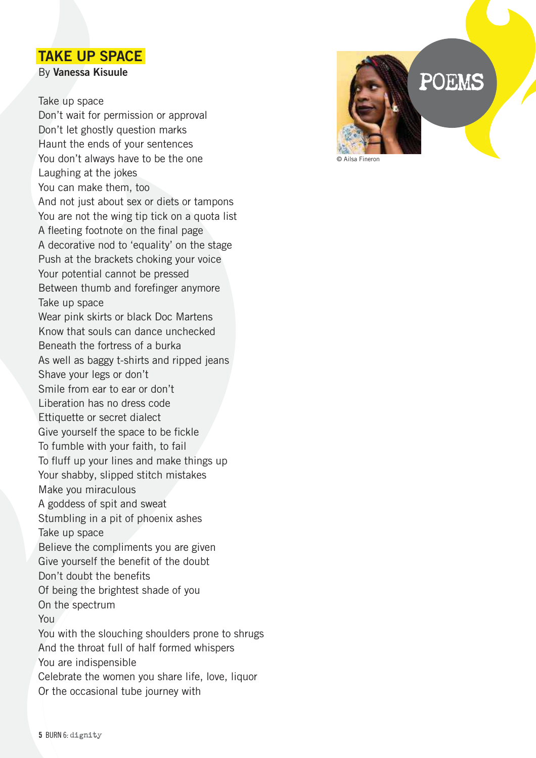# TAKE UP SPACE

By **Vanessa Kisuule**

POEMS

© Ailsa Fineron

Take up space
Don't wait for permission or approval
Don't let ghostly question marks
Haunt the ends of your sentences
You don't always have to be the one
Laughing at the jokes
You can make them, too
And not just about sex or diets or tampons
You are not the wing tip tick on a quota list
A fleeting footnote on the final page
A decorative nod to 'equality' on the stage
Push at the brackets choking your voice
Your potential cannot be pressed
Between thumb and forefinger anymore
Take up space
Wear pink skirts or black Doc Martens
Know that souls can dance unchecked
Beneath the fortress of a burka
As well as baggy t-shirts and ripped jeans
Shave your legs or don't
Smile from ear to ear or don't
Liberation has no dress code
Ettiquette or secret dialect
Give yourself the space to be fickle
To fumble with your faith, to fail
To fluff up your lines and make things up
Your shabby, slipped stitch mistakes
Make you miraculous
A goddess of spit and sweat
Stumbling in a pit of phoenix ashes
Take up space
Believe the compliments you are given
Give yourself the benefit of the doubt
Don't doubt the benefits
Of being the brightest shade of you
On the spectrum
You
You with the slouching shoulders prone to shrugs
And the throat full of half formed whispers
You are indispensible
Celebrate the women you share life, love, liquor
Or the occasional tube journey with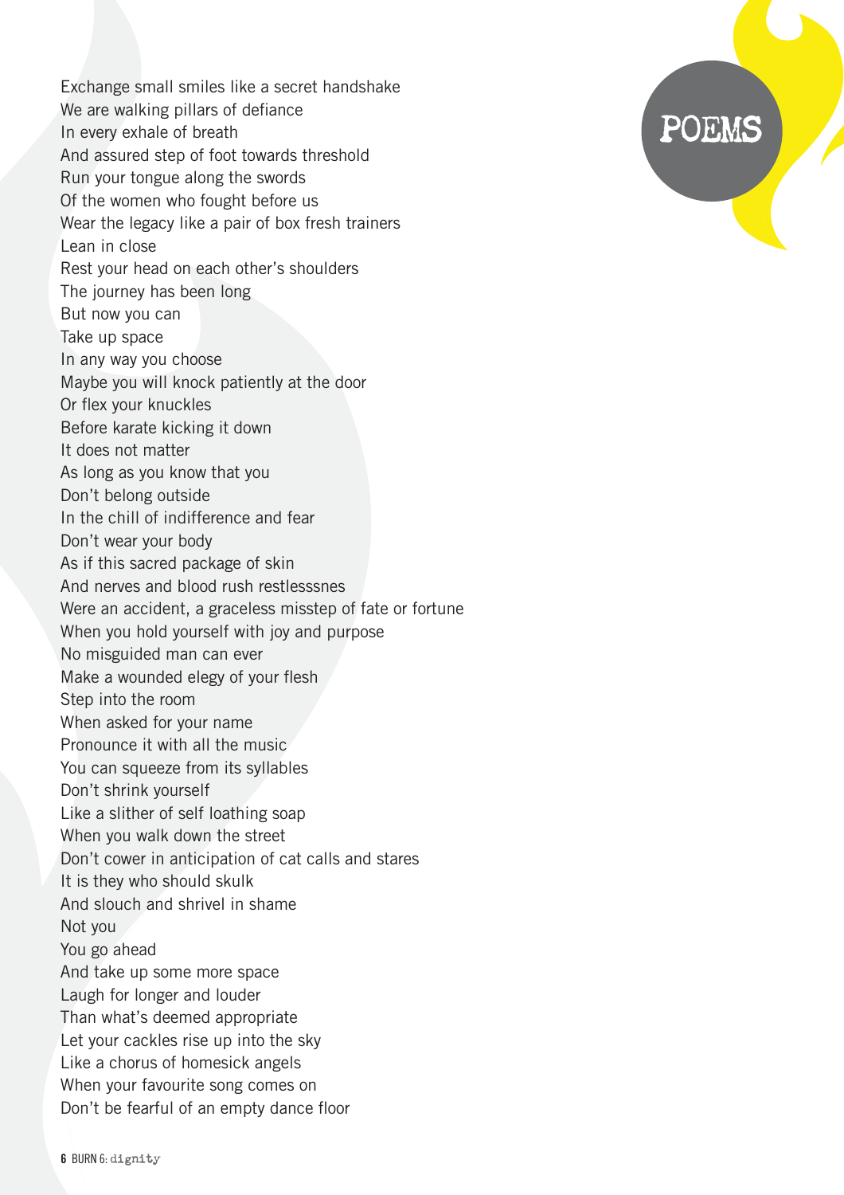Exchange small smiles like a secret handshake
We are walking pillars of defiance
In every exhale of breath
And assured step of foot towards threshold
Run your tongue along the swords
Of the women who fought before us
Wear the legacy like a pair of box fresh trainers
Lean in close
Rest your head on each other's shoulders
The journey has been long
But now you can
Take up space
In any way you choose
Maybe you will knock patiently at the door
Or flex your knuckles
Before karate kicking it down
It does not matter
As long as you know that you
Don't belong outside
In the chill of indifference and fear
Don't wear your body
As if this sacred package of skin
And nerves and blood rush restlesssnes
Were an accident, a graceless misstep of fate or fortune
When you hold yourself with joy and purpose
No misguided man can ever
Make a wounded elegy of your flesh
Step into the room
When asked for your name
Pronounce it with all the music
You can squeeze from its syllables
Don't shrink yourself
Like a slither of self loathing soap
When you walk down the street
Don't cower in anticipation of cat calls and stares
It is they who should skulk
And slouch and shrivel in shame
Not you
You go ahead
And take up some more space
Laugh for longer and louder
Than what's deemed appropriate
Let your cackles rise up into the sky
Like a chorus of homesick angels
When your favourite song comes on
Don't be fearful of an empty dance floor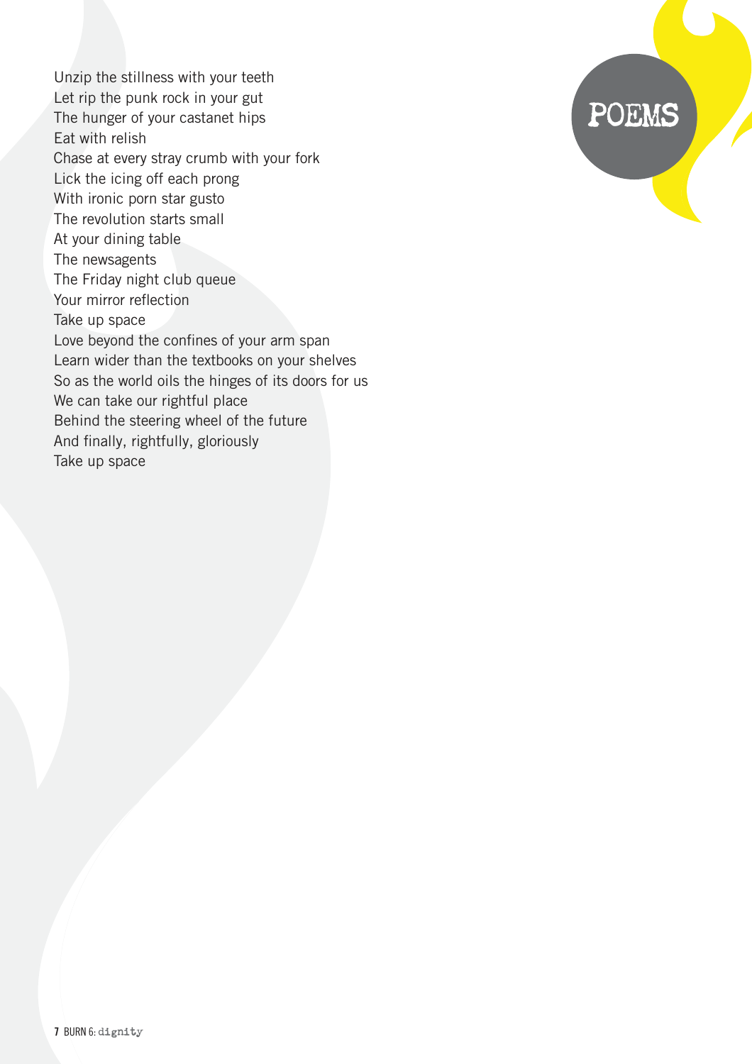Unzip the stillness with your teeth
Let rip the punk rock in your gut
The hunger of your castanet hips
Eat with relish
Chase at every stray crumb with your fork
Lick the icing off each prong
With ironic porn star gusto
The revolution starts small
At your dining table
The newsagents
The Friday night club queue
Your mirror reflection
Take up space
Love beyond the confines of your arm span
Learn wider than the textbooks on your shelves
So as the world oils the hinges of its doors for us
We can take our rightful place
Behind the steering wheel of the future
And finally, rightfully, gloriously
Take up space